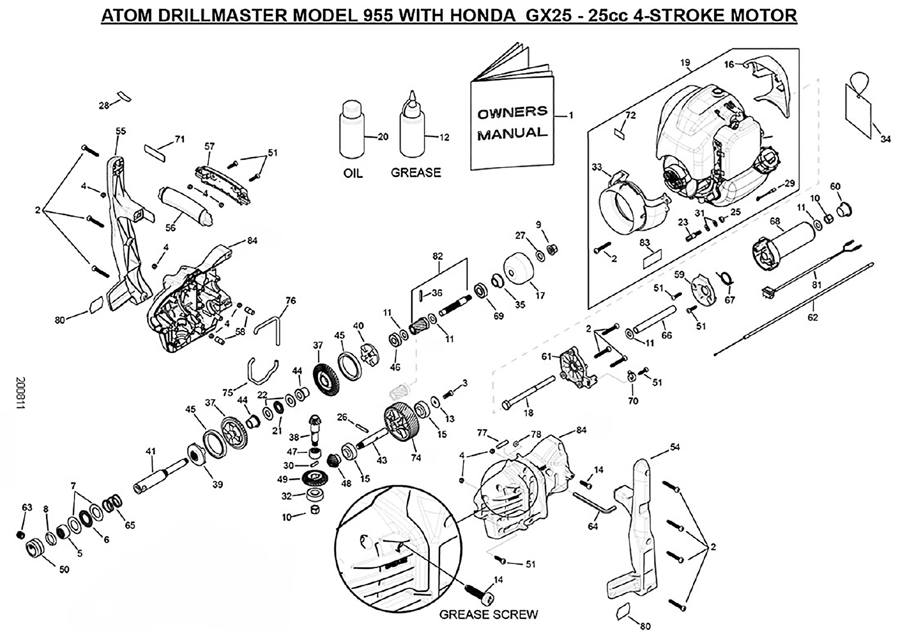# ATOM DRILLMASTER MODEL 955 WITH HONDA GX25 - 25cc 4-STROKE MOTOR

OWNERS MANUAL

OIL

GREASE

GREASE SCREW

200811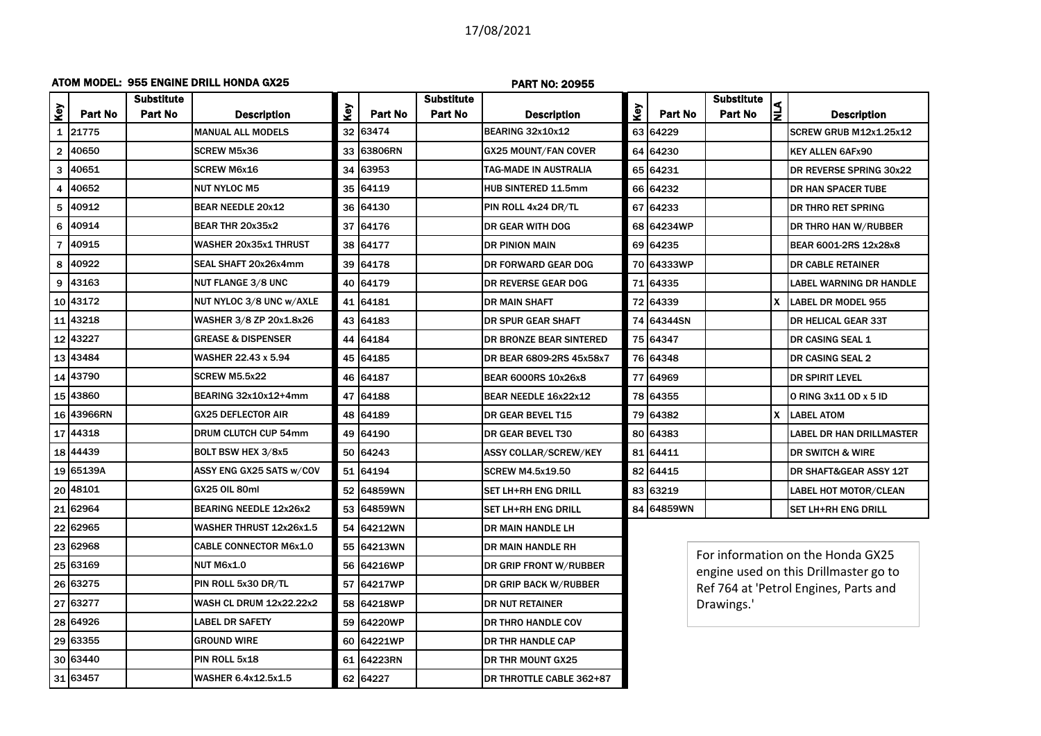17/08/2021

**ATOM MODEL: 955 ENGINE DRILL HONDA GX25** **PART NO: 20955**

| Key | Part No | Substitute Part No | Description | Key | Part No | Substitute Part No | Description | Key | Part No | Substitute Part No | NLA | Description |
|---|---|---|---|---|---|---|---|---|---|---|---|---|
| 1 | 21775 | | MANUAL ALL MODELS | 32 | 63474 | | BEARING 32x10x12 | 63 | 64229 | | | SCREW GRUB M12x1.25x12 |
| 2 | 40650 | | SCREW M5x36 | 33 | 63806RN | | GX25 MOUNT/FAN COVER | 64 | 64230 | | | KEY ALLEN 6AFx90 |
| 3 | 40651 | | SCREW M6x16 | 34 | 63953 | | TAG-MADE IN AUSTRALIA | 65 | 64231 | | | DR REVERSE SPRING 30x22 |
| 4 | 40652 | | NUT NYLOC M5 | 35 | 64119 | | HUB SINTERED 11.5mm | 66 | 64232 | | | DR HAN SPACER TUBE |
| 5 | 40912 | | BEAR NEEDLE 20x12 | 36 | 64130 | | PIN ROLL 4x24 DR/TL | 67 | 64233 | | | DR THRO RET SPRING |
| 6 | 40914 | | BEAR THR 20x35x2 | 37 | 64176 | | DR GEAR WITH DOG | 68 | 64234WP | | | DR THRO HAN W/RUBBER |
| 7 | 40915 | | WASHER 20x35x1 THRUST | 38 | 64177 | | DR PINION MAIN | 69 | 64235 | | | BEAR 6001-2RS 12x28x8 |
| 8 | 40922 | | SEAL SHAFT 20x26x4mm | 39 | 64178 | | DR FORWARD GEAR DOG | 70 | 64333WP | | | DR CABLE RETAINER |
| 9 | 43163 | | NUT FLANGE 3/8 UNC | 40 | 64179 | | DR REVERSE GEAR DOG | 71 | 64335 | | | LABEL WARNING DR HANDLE |
| 10 | 43172 | | NUT NYLOC 3/8 UNC w/AXLE | 41 | 64181 | | DR MAIN SHAFT | 72 | 64339 | | X | LABEL DR MODEL 955 |
| 11 | 43218 | | WASHER 3/8 ZP 20x1.8x26 | 43 | 64183 | | DR SPUR GEAR SHAFT | 74 | 64344SN | | | DR HELICAL GEAR 33T |
| 12 | 43227 | | GREASE & DISPENSER | 44 | 64184 | | DR BRONZE BEAR SINTERED | 75 | 64347 | | | DR CASING SEAL 1 |
| 13 | 43484 | | WASHER 22.43 x 5.94 | 45 | 64185 | | DR BEAR 6809-2RS 45x58x7 | 76 | 64348 | | | DR CASING SEAL 2 |
| 14 | 43790 | | SCREW M5.5x22 | 46 | 64187 | | BEAR 6000RS 10x26x8 | 77 | 64969 | | | DR SPIRIT LEVEL |
| 15 | 43860 | | BEARING 32x10x12+4mm | 47 | 64188 | | BEAR NEEDLE 16x22x12 | 78 | 64355 | | | O RING 3x11 OD x 5 ID |
| 16 | 43966RN | | GX25 DEFLECTOR AIR | 48 | 64189 | | DR GEAR BEVEL T15 | 79 | 64382 | | X | LABEL ATOM |
| 17 | 44318 | | DRUM CLUTCH CUP 54mm | 49 | 64190 | | DR GEAR BEVEL T30 | 80 | 64383 | | | LABEL DR HAN DRILLMASTER |
| 18 | 44439 | | BOLT BSW HEX 3/8x5 | 50 | 64243 | | ASSY COLLAR/SCREW/KEY | 81 | 64411 | | | DR SWITCH & WIRE |
| 19 | 65139A | | ASSY ENG GX25 SATS w/COV | 51 | 64194 | | SCREW M4.5x19.50 | 82 | 64415 | | | DR SHAFT&GEAR ASSY 12T |
| 20 | 48101 | | GX25 OIL 80ml | 52 | 64859WN | | SET LH+RH ENG DRILL | 83 | 63219 | | | LABEL HOT MOTOR/CLEAN |
| 21 | 62964 | | BEARING NEEDLE 12x26x2 | 53 | 64859WN | | SET LH+RH ENG DRILL | 84 | 64859WN | | | SET LH+RH ENG DRILL |
| 22 | 62965 | | WASHER THRUST 12x26x1.5 | 54 | 64212WN | | DR MAIN HANDLE LH | | | | | |
| 23 | 62968 | | CABLE CONNECTOR M6x1.0 | 55 | 64213WN | | DR MAIN HANDLE RH | | | | | |
| 25 | 63169 | | NUT M6x1.0 | 56 | 64216WP | | DR GRIP FRONT W/RUBBER | | | | | |
| 26 | 63275 | | PIN ROLL 5x30 DR/TL | 57 | 64217WP | | DR GRIP BACK W/RUBBER | | | | | |
| 27 | 63277 | | WASH CL DRUM 12x22.22x2 | 58 | 64218WP | | DR NUT RETAINER | | | | | |
| 28 | 64926 | | LABEL DR SAFETY | 59 | 64220WP | | DR THRO HANDLE COV | | | | | |
| 29 | 63355 | | GROUND WIRE | 60 | 64221WP | | DR THR HANDLE CAP | | | | | |
| 30 | 63440 | | PIN ROLL 5x18 | 61 | 64223RN | | DR THR MOUNT GX25 | | | | | |
| 31 | 63457 | | WASHER 6.4x12.5x1.5 | 62 | 64227 | | DR THROTTLE CABLE 362+87 | | | | | |

For information on the Honda GX25 engine used on this Drillmaster go to Ref 764 at 'Petrol Engines, Parts and Drawings.'